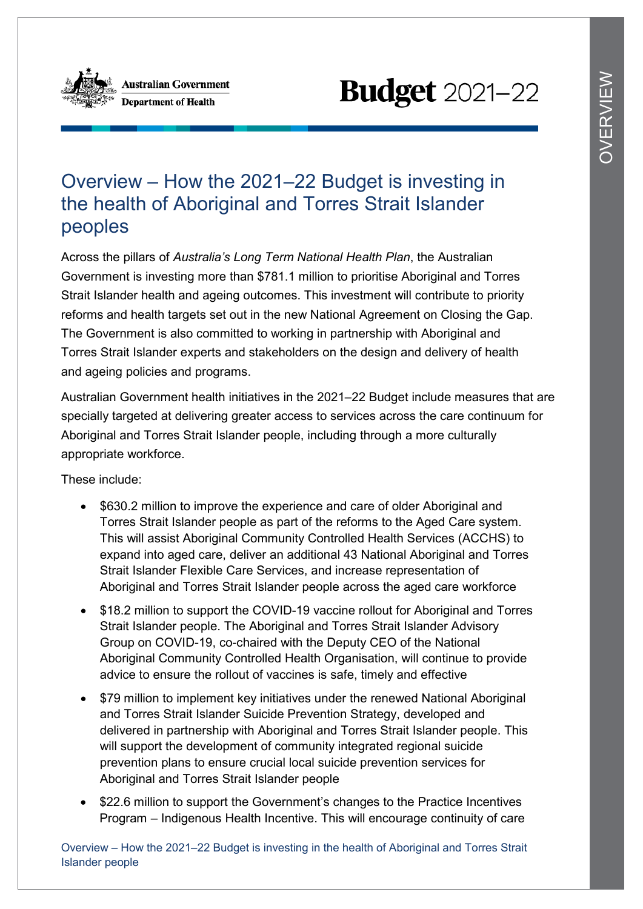# Overview – How the 2021–22 Budget is investing in the health of Aboriginal and Torres Strait Islander peoples

Across the pillars of *Australia's Long Term National Health Plan*, the Australian Government is investing more than $781.1 million to prioritise Aboriginal and Torres Strait Islander health and ageing outcomes. This investment will contribute to priority reforms and health targets set out in the new National Agreement on Closing the Gap. The Government is also committed to working in partnership with Aboriginal and Torres Strait Islander experts and stakeholders on the design and delivery of health and ageing policies and programs.

Australian Government health initiatives in the 2021–22 Budget include measures that are specially targeted at delivering greater access to services across the care continuum for Aboriginal and Torres Strait Islander people, including through a more culturally appropriate workforce.

These include:

- $630.2 million to improve the experience and care of older Aboriginal and Torres Strait Islander people as part of the reforms to the Aged Care system. This will assist Aboriginal Community Controlled Health Services (ACCHS) to expand into aged care, deliver an additional 43 National Aboriginal and Torres Strait Islander Flexible Care Services, and increase representation of Aboriginal and Torres Strait Islander people across the aged care workforce
- $18.2 million to support the COVID-19 vaccine rollout for Aboriginal and Torres Strait Islander people. The Aboriginal and Torres Strait Islander Advisory Group on COVID-19, co-chaired with the Deputy CEO of the National Aboriginal Community Controlled Health Organisation, will continue to provide advice to ensure the rollout of vaccines is safe, timely and effective
- $79 million to implement key initiatives under the renewed National Aboriginal and Torres Strait Islander Suicide Prevention Strategy, developed and delivered in partnership with Aboriginal and Torres Strait Islander people. This will support the development of community integrated regional suicide prevention plans to ensure crucial local suicide prevention services for Aboriginal and Torres Strait Islander people
- $22.6 million to support the Government's changes to the Practice Incentives Program – Indigenous Health Incentive. This will encourage continuity of care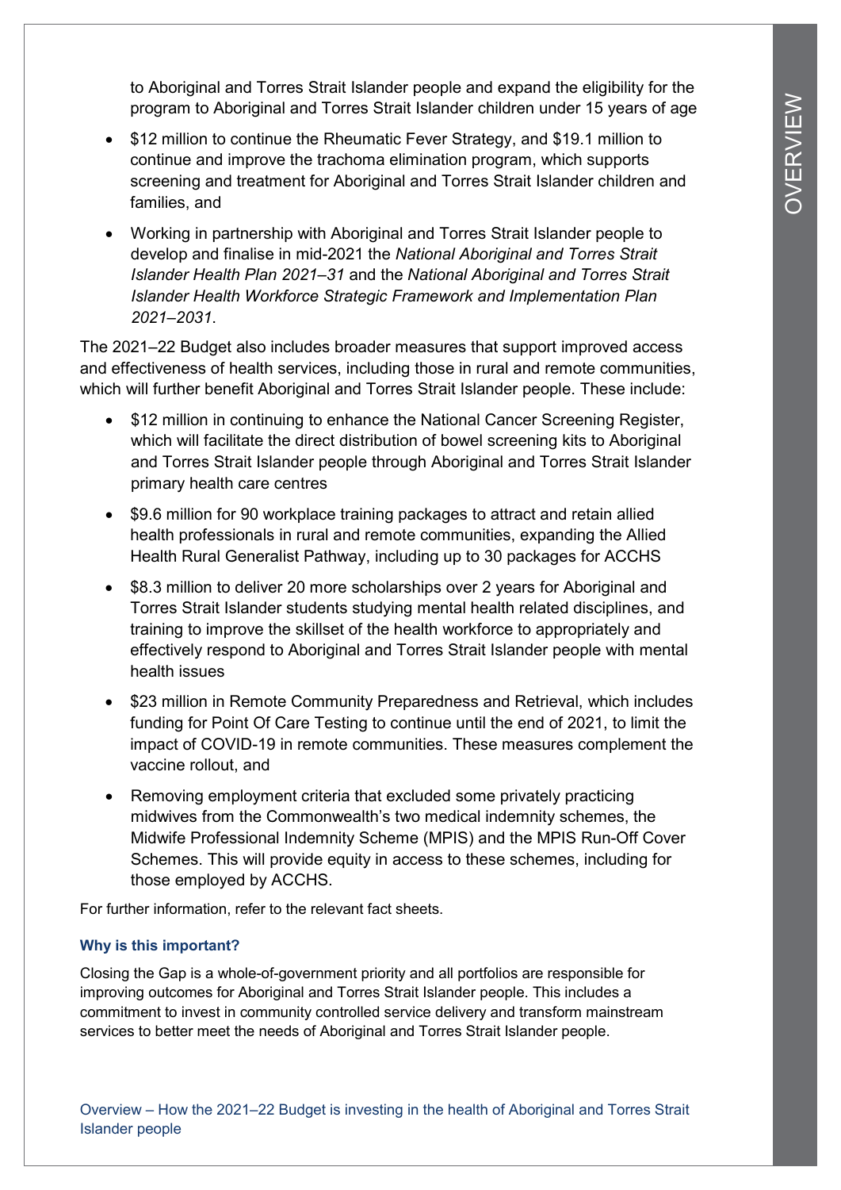to Aboriginal and Torres Strait Islander people and expand the eligibility for the program to Aboriginal and Torres Strait Islander children under 15 years of age

- $12 million to continue the Rheumatic Fever Strategy, and $19.1 million to continue and improve the trachoma elimination program, which supports screening and treatment for Aboriginal and Torres Strait Islander children and families, and
- Working in partnership with Aboriginal and Torres Strait Islander people to develop and finalise in mid-2021 the *National Aboriginal and Torres Strait Islander Health Plan 2021–31* and the *National Aboriginal and Torres Strait Islander Health Workforce Strategic Framework and Implementation Plan 2021–2031*.

The 2021–22 Budget also includes broader measures that support improved access and effectiveness of health services, including those in rural and remote communities, which will further benefit Aboriginal and Torres Strait Islander people. These include:

- $12 million in continuing to enhance the National Cancer Screening Register, which will facilitate the direct distribution of bowel screening kits to Aboriginal and Torres Strait Islander people through Aboriginal and Torres Strait Islander primary health care centres
- $9.6 million for 90 workplace training packages to attract and retain allied health professionals in rural and remote communities, expanding the Allied Health Rural Generalist Pathway, including up to 30 packages for ACCHS
- $8.3 million to deliver 20 more scholarships over 2 years for Aboriginal and Torres Strait Islander students studying mental health related disciplines, and training to improve the skillset of the health workforce to appropriately and effectively respond to Aboriginal and Torres Strait Islander people with mental health issues
- $23 million in Remote Community Preparedness and Retrieval, which includes funding for Point Of Care Testing to continue until the end of 2021, to limit the impact of COVID-19 in remote communities. These measures complement the vaccine rollout, and
- Removing employment criteria that excluded some privately practicing midwives from the Commonwealth's two medical indemnity schemes, the Midwife Professional Indemnity Scheme (MPIS) and the MPIS Run-Off Cover Schemes. This will provide equity in access to these schemes, including for those employed by ACCHS.

For further information, refer to the relevant fact sheets.

### Why is this important?

Closing the Gap is a whole-of-government priority and all portfolios are responsible for improving outcomes for Aboriginal and Torres Strait Islander people. This includes a commitment to invest in community controlled service delivery and transform mainstream services to better meet the needs of Aboriginal and Torres Strait Islander people.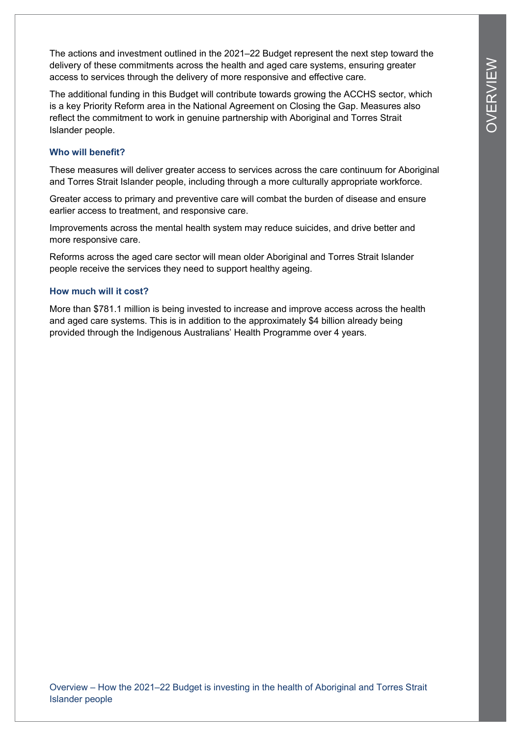The actions and investment outlined in the 2021–22 Budget represent the next step toward the delivery of these commitments across the health and aged care systems, ensuring greater access to services through the delivery of more responsive and effective care.

The additional funding in this Budget will contribute towards growing the ACCHS sector, which is a key Priority Reform area in the National Agreement on Closing the Gap. Measures also reflect the commitment to work in genuine partnership with Aboriginal and Torres Strait Islander people.

### Who will benefit?

These measures will deliver greater access to services across the care continuum for Aboriginal and Torres Strait Islander people, including through a more culturally appropriate workforce.

Greater access to primary and preventive care will combat the burden of disease and ensure earlier access to treatment, and responsive care.

Improvements across the mental health system may reduce suicides, and drive better and more responsive care.

Reforms across the aged care sector will mean older Aboriginal and Torres Strait Islander people receive the services they need to support healthy ageing.

### How much will it cost?

More than $781.1 million is being invested to increase and improve access across the health and aged care systems. This is in addition to the approximately $4 billion already being provided through the Indigenous Australians' Health Programme over 4 years.